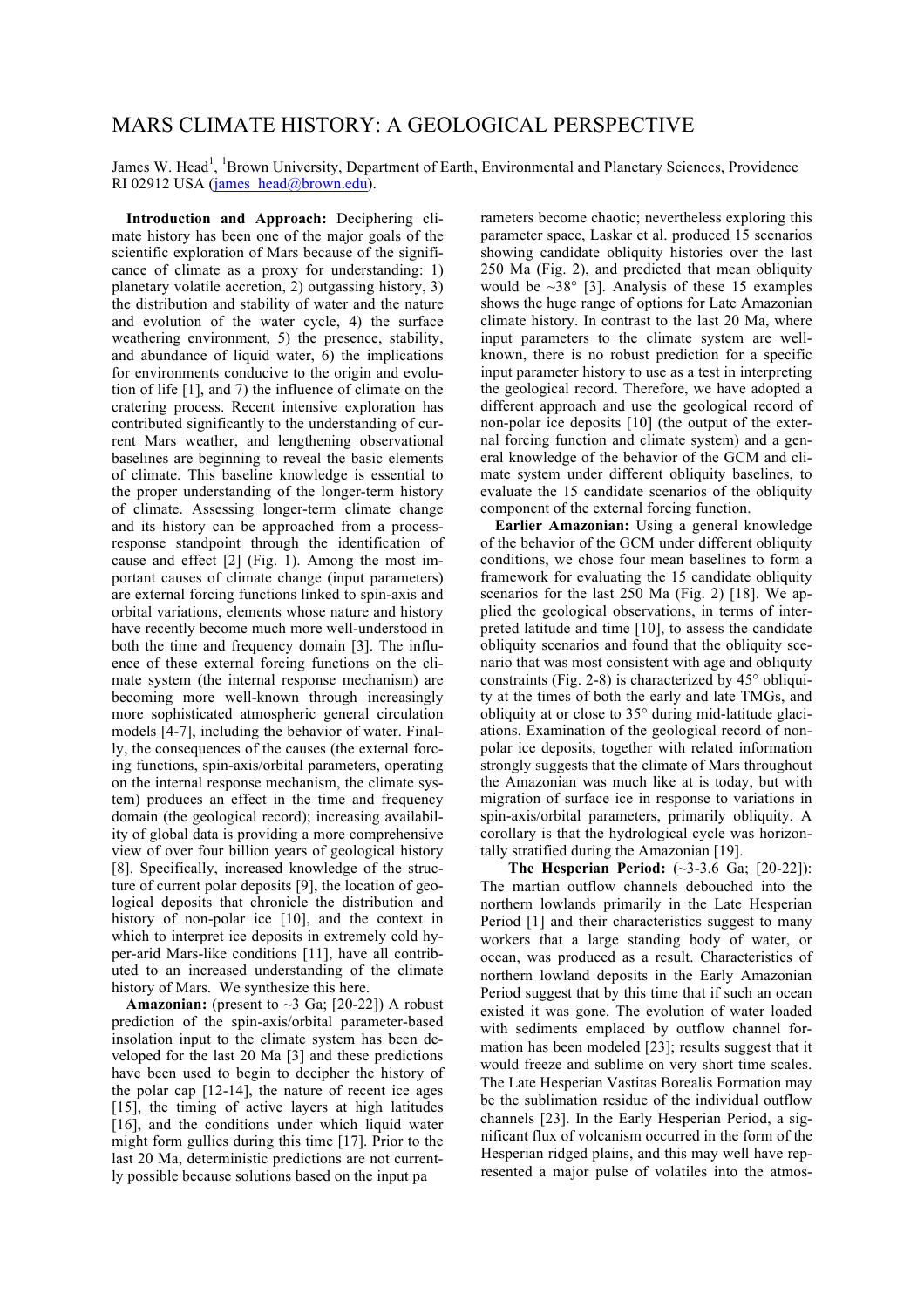# MARS CLIMATE HISTORY: A GEOLOGICAL PERSPECTIVE

James W. Head[1], [1]Brown University, Department of Earth, Environmental and Planetary Sciences, Providence RI 02912 USA (james_head@brown.edu).

**Introduction and Approach:** Deciphering climate history has been one of the major goals of the scientific exploration of Mars because of the significance of climate as a proxy for understanding: 1) planetary volatile accretion, 2) outgassing history, 3) the distribution and stability of water and the nature and evolution of the water cycle, 4) the surface weathering environment, 5) the presence, stability, and abundance of liquid water, 6) the implications for environments conducive to the origin and evolution of life [1], and 7) the influence of climate on the cratering process. Recent intensive exploration has contributed significantly to the understanding of current Mars weather, and lengthening observational baselines are beginning to reveal the basic elements of climate. This baseline knowledge is essential to the proper understanding of the longer-term history of climate. Assessing longer-term climate change and its history can be approached from a process-response standpoint through the identification of cause and effect [2] (Fig. 1). Among the most important causes of climate change (input parameters) are external forcing functions linked to spin-axis and orbital variations, elements whose nature and history have recently become much more well-understood in both the time and frequency domain [3]. The influence of these external forcing functions on the climate system (the internal response mechanism) are becoming more well-known through increasingly more sophisticated atmospheric general circulation models [4-7], including the behavior of water. Finally, the consequences of the causes (the external forcing functions, spin-axis/orbital parameters, operating on the internal response mechanism, the climate system) produces an effect in the time and frequency domain (the geological record); increasing availability of global data is providing a more comprehensive view of over four billion years of geological history [8]. Specifically, increased knowledge of the structure of current polar deposits [9], the location of geological deposits that chronicle the distribution and history of non-polar ice [10], and the context in which to interpret ice deposits in extremely cold hyper-arid Mars-like conditions [11], have all contributed to an increased understanding of the climate history of Mars. We synthesize this here.

**Amazonian:** (present to ~3 Ga; [20-22]) A robust prediction of the spin-axis/orbital parameter-based insolation input to the climate system has been developed for the last 20 Ma [3] and these predictions have been used to begin to decipher the history of the polar cap [12-14], the nature of recent ice ages [15], the timing of active layers at high latitudes [16], and the conditions under which liquid water might form gullies during this time [17]. Prior to the last 20 Ma, deterministic predictions are not currently possible because solutions based on the input parameters become chaotic; nevertheless exploring this parameter space, Laskar et al. produced 15 scenarios showing candidate obliquity histories over the last 250 Ma (Fig. 2), and predicted that mean obliquity would be ~38° [3]. Analysis of these 15 examples shows the huge range of options for Late Amazonian climate history. In contrast to the last 20 Ma, where input parameters to the climate system are well-known, there is no robust prediction for a specific input parameter history to use as a test in interpreting the geological record. Therefore, we have adopted a different approach and use the geological record of non-polar ice deposits [10] (the output of the external forcing function and climate system) and a general knowledge of the behavior of the GCM and climate system under different obliquity baselines, to evaluate the 15 candidate scenarios of the obliquity component of the external forcing function.

**Earlier Amazonian:** Using a general knowledge of the behavior of the GCM under different obliquity conditions, we chose four mean baselines to form a framework for evaluating the 15 candidate obliquity scenarios for the last 250 Ma (Fig. 2) [18]. We applied the geological observations, in terms of interpreted latitude and time [10], to assess the candidate obliquity scenarios and found that the obliquity scenario that was most consistent with age and obliquity constraints (Fig. 2-8) is characterized by 45° obliquity at the times of both the early and late TMGs, and obliquity at or close to 35° during mid-latitude glaciations. Examination of the geological record of non-polar ice deposits, together with related information strongly suggests that the climate of Mars throughout the Amazonian was much like at is today, but with migration of surface ice in response to variations in spin-axis/orbital parameters, primarily obliquity. A corollary is that the hydrological cycle was horizontally stratified during the Amazonian [19].

**The Hesperian Period:** (~3-3.6 Ga; [20-22]): The martian outflow channels debouched into the northern lowlands primarily in the Late Hesperian Period [1] and their characteristics suggest to many workers that a large standing body of water, or ocean, was produced as a result. Characteristics of northern lowland deposits in the Early Amazonian Period suggest that by this time that if such an ocean existed it was gone. The evolution of water loaded with sediments emplaced by outflow channel formation has been modeled [23]; results suggest that it would freeze and sublime on very short time scales. The Late Hesperian Vastitas Borealis Formation may be the sublimation residue of the individual outflow channels [23]. In the Early Hesperian Period, a significant flux of volcanism occurred in the form of the Hesperian ridged plains, and this may well have represented a major pulse of volatiles into the atmos-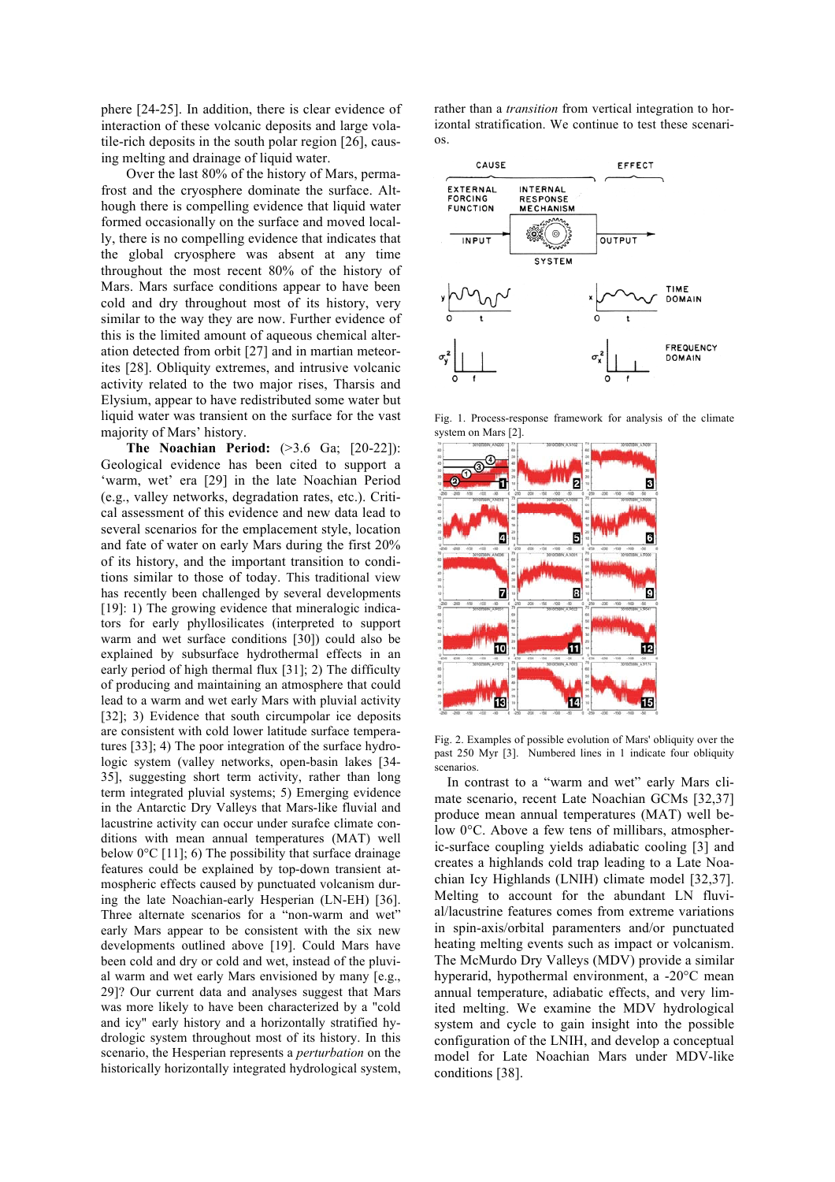phere [24-25]. In addition, there is clear evidence of interaction of these volcanic deposits and large volatile-rich deposits in the south polar region [26], causing melting and drainage of liquid water.

Over the last 80% of the history of Mars, permafrost and the cryosphere dominate the surface. Although there is compelling evidence that liquid water formed occasionally on the surface and moved locally, there is no compelling evidence that indicates that the global cryosphere was absent at any time throughout the most recent 80% of the history of Mars. Mars surface conditions appear to have been cold and dry throughout most of its history, very similar to the way they are now. Further evidence of this is the limited amount of aqueous chemical alteration detected from orbit [27] and in martian meteorites [28]. Obliquity extremes, and intrusive volcanic activity related to the two major rises, Tharsis and Elysium, appear to have redistributed some water but liquid water was transient on the surface for the vast majority of Mars' history.

**The Noachian Period:** (>3.6 Ga; [20-22]): Geological evidence has been cited to support a 'warm, wet' era [29] in the late Noachian Period (e.g., valley networks, degradation rates, etc.). Critical assessment of this evidence and new data lead to several scenarios for the emplacement style, location and fate of water on early Mars during the first 20% of its history, and the important transition to conditions similar to those of today. This traditional view has recently been challenged by several developments [19]: 1) The growing evidence that mineralogic indicators for early phyllosilicates (interpreted to support warm and wet surface conditions [30]) could also be explained by subsurface hydrothermal effects in an early period of high thermal flux [31]; 2) The difficulty of producing and maintaining an atmosphere that could lead to a warm and wet early Mars with pluvial activity [32]; 3) Evidence that south circumpolar ice deposits are consistent with cold lower latitude surface temperatures [33]; 4) The poor integration of the surface hydrologic system (valley networks, open-basin lakes [34-35], suggesting short term activity, rather than long term integrated pluvial systems; 5) Emerging evidence in the Antarctic Dry Valleys that Mars-like fluvial and lacustrine activity can occur under surafce climate conditions with mean annual temperatures (MAT) well below 0°C [11]; 6) The possibility that surface drainage features could be explained by top-down transient atmospheric effects caused by punctuated volcanism during the late Noachian-early Hesperian (LN-EH) [36]. Three alternate scenarios for a "non-warm and wet" early Mars appear to be consistent with the six new developments outlined above [19]. Could Mars have been cold and dry or cold and wet, instead of the pluvial warm and wet early Mars envisioned by many [e.g., 29]? Our current data and analyses suggest that Mars was more likely to have been characterized by a "cold and icy" early history and a horizontally stratified hydrologic system throughout most of its history. In this scenario, the Hesperian represents a *perturbation* on the historically horizontally integrated hydrological system, rather than a *transition* from vertical integration to horizontal stratification. We continue to test these scenarios.

Fig. 1. Process-response framework for analysis of the climate system on Mars [2].

Fig. 2. Examples of possible evolution of Mars' obliquity over the past 250 Myr [3]. Numbered lines in 1 indicate four obliquity scenarios.

In contrast to a "warm and wet" early Mars climate scenario, recent Late Noachian GCMs [32,37] produce mean annual temperatures (MAT) well below 0°C. Above a few tens of millibars, atmospheric-surface coupling yields adiabatic cooling [3] and creates a highlands cold trap leading to a Late Noachian Icy Highlands (LNIH) climate model [32,37]. Melting to account for the abundant LN fluvial/lacustrine features comes from extreme variations in spin-axis/orbital paramenters and/or punctuated heating melting events such as impact or volcanism. The McMurdo Dry Valleys (MDV) provide a similar hyperarid, hypothermal environment, a -20°C mean annual temperature, adiabatic effects, and very limited melting. We examine the MDV hydrological system and cycle to gain insight into the possible configuration of the LNIH, and develop a conceptual model for Late Noachian Mars under MDV-like conditions [38].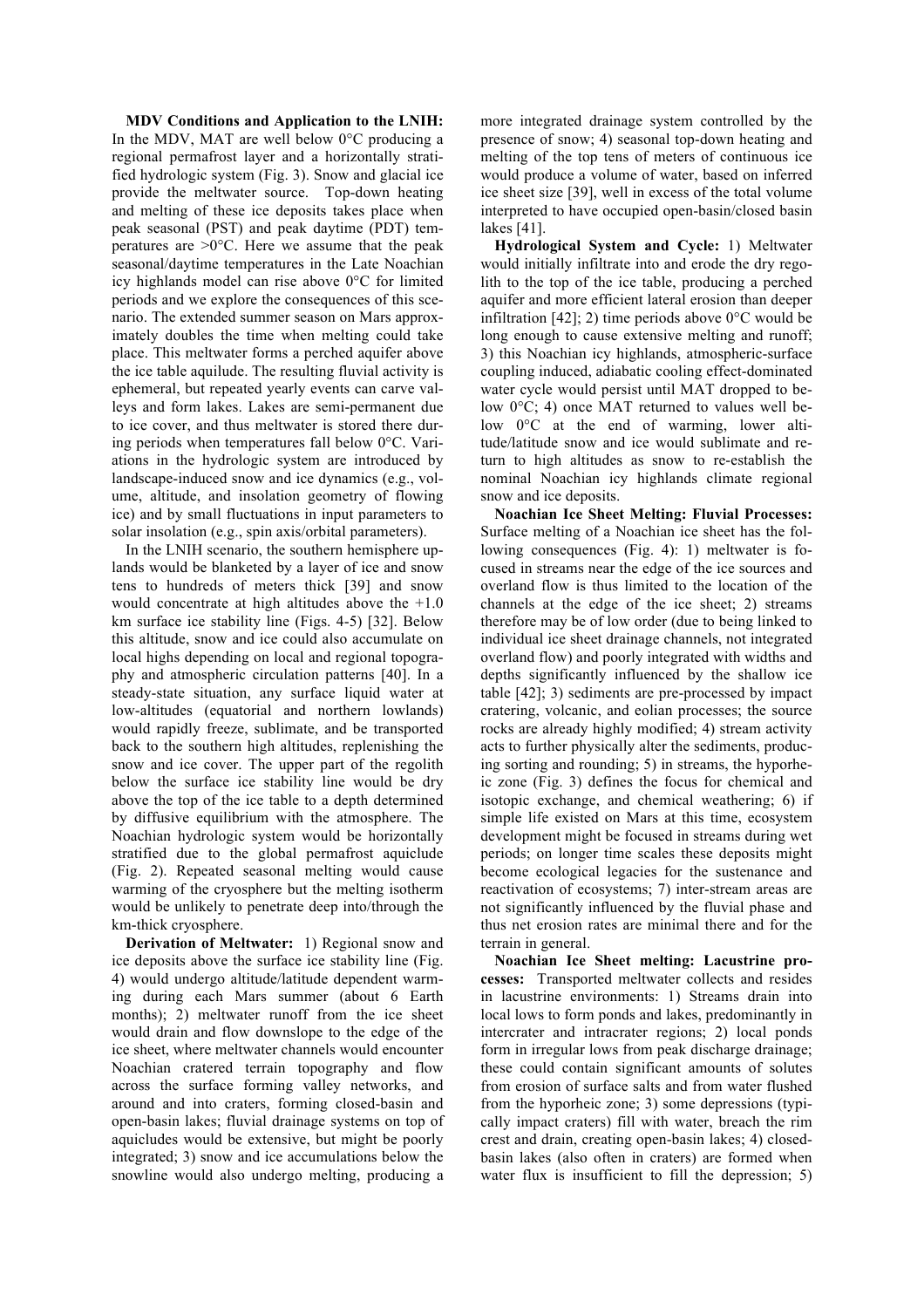**MDV Conditions and Application to the LNIH:** In the MDV, MAT are well below 0°C producing a regional permafrost layer and a horizontally stratified hydrologic system (Fig. 3). Snow and glacial ice provide the meltwater source. Top-down heating and melting of these ice deposits takes place when peak seasonal (PST) and peak daytime (PDT) temperatures are >0°C. Here we assume that the peak seasonal/daytime temperatures in the Late Noachian icy highlands model can rise above 0°C for limited periods and we explore the consequences of this scenario. The extended summer season on Mars approximately doubles the time when melting could take place. This meltwater forms a perched aquifer above the ice table aquilude. The resulting fluvial activity is ephemeral, but repeated yearly events can carve valleys and form lakes. Lakes are semi-permanent due to ice cover, and thus meltwater is stored there during periods when temperatures fall below 0°C. Variations in the hydrologic system are introduced by landscape-induced snow and ice dynamics (e.g., volume, altitude, and insolation geometry of flowing ice) and by small fluctuations in input parameters to solar insolation (e.g., spin axis/orbital parameters).

In the LNIH scenario, the southern hemisphere uplands would be blanketed by a layer of ice and snow tens to hundreds of meters thick [39] and snow would concentrate at high altitudes above the +1.0 km surface ice stability line (Figs. 4-5) [32]. Below this altitude, snow and ice could also accumulate on local highs depending on local and regional topography and atmospheric circulation patterns [40]. In a steady-state situation, any surface liquid water at low-altitudes (equatorial and northern lowlands) would rapidly freeze, sublimate, and be transported back to the southern high altitudes, replenishing the snow and ice cover. The upper part of the regolith below the surface ice stability line would be dry above the top of the ice table to a depth determined by diffusive equilibrium with the atmosphere. The Noachian hydrologic system would be horizontally stratified due to the global permafrost aquiclude (Fig. 2). Repeated seasonal melting would cause warming of the cryosphere but the melting isotherm would be unlikely to penetrate deep into/through the km-thick cryosphere.

**Derivation of Meltwater:** 1) Regional snow and ice deposits above the surface ice stability line (Fig. 4) would undergo altitude/latitude dependent warming during each Mars summer (about 6 Earth months); 2) meltwater runoff from the ice sheet would drain and flow downslope to the edge of the ice sheet, where meltwater channels would encounter Noachian cratered terrain topography and flow across the surface forming valley networks, and around and into craters, forming closed-basin and open-basin lakes; fluvial drainage systems on top of aquicludes would be extensive, but might be poorly integrated; 3) snow and ice accumulations below the snowline would also undergo melting, producing a more integrated drainage system controlled by the presence of snow; 4) seasonal top-down heating and melting of the top tens of meters of continuous ice would produce a volume of water, based on inferred ice sheet size [39], well in excess of the total volume interpreted to have occupied open-basin/closed basin lakes [41].

**Hydrological System and Cycle:** 1) Meltwater would initially infiltrate into and erode the dry regolith to the top of the ice table, producing a perched aquifer and more efficient lateral erosion than deeper infiltration [42]; 2) time periods above 0°C would be long enough to cause extensive melting and runoff; 3) this Noachian icy highlands, atmospheric-surface coupling induced, adiabatic cooling effect-dominated water cycle would persist until MAT dropped to below 0°C; 4) once MAT returned to values well below 0°C at the end of warming, lower altitude/latitude snow and ice would sublimate and return to high altitudes as snow to re-establish the nominal Noachian icy highlands climate regional snow and ice deposits.

**Noachian Ice Sheet Melting: Fluvial Processes:** Surface melting of a Noachian ice sheet has the following consequences (Fig. 4): 1) meltwater is focused in streams near the edge of the ice sources and overland flow is thus limited to the location of the channels at the edge of the ice sheet; 2) streams therefore may be of low order (due to being linked to individual ice sheet drainage channels, not integrated overland flow) and poorly integrated with widths and depths significantly influenced by the shallow ice table [42]; 3) sediments are pre-processed by impact cratering, volcanic, and eolian processes; the source rocks are already highly modified; 4) stream activity acts to further physically alter the sediments, producing sorting and rounding; 5) in streams, the hyporheic zone (Fig. 3) defines the focus for chemical and isotopic exchange, and chemical weathering; 6) if simple life existed on Mars at this time, ecosystem development might be focused in streams during wet periods; on longer time scales these deposits might become ecological legacies for the sustenance and reactivation of ecosystems; 7) inter-stream areas are not significantly influenced by the fluvial phase and thus net erosion rates are minimal there and for the terrain in general.

**Noachian Ice Sheet melting: Lacustrine processes:** Transported meltwater collects and resides in lacustrine environments: 1) Streams drain into local lows to form ponds and lakes, predominantly in intercrater and intracrater regions; 2) local ponds form in irregular lows from peak discharge drainage; these could contain significant amounts of solutes from erosion of surface salts and from water flushed from the hyporheic zone; 3) some depressions (typically impact craters) fill with water, breach the rim crest and drain, creating open-basin lakes; 4) closed-basin lakes (also often in craters) are formed when water flux is insufficient to fill the depression; 5)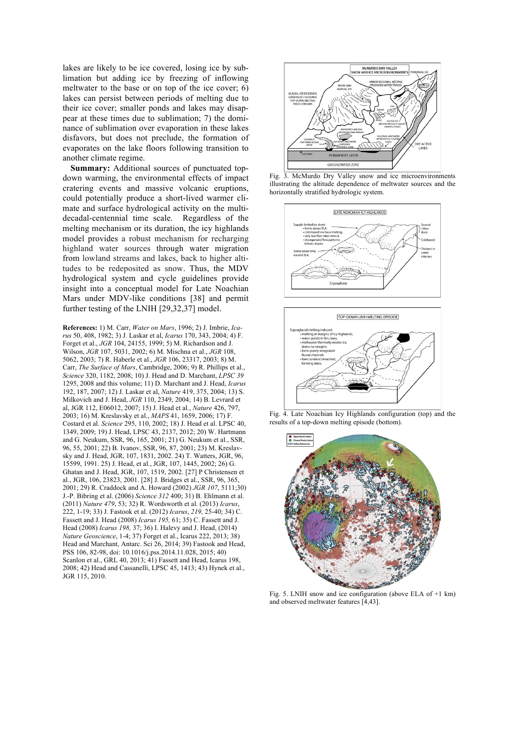lakes are likely to be ice covered, losing ice by sublimation but adding ice by freezing of inflowing meltwater to the base or on top of the ice cover; 6) lakes can persist between periods of melting due to their ice cover; smaller ponds and lakes may disappear at these times due to sublimation; 7) the dominance of sublimation over evaporation in these lakes disfavors, but does not preclude, the formation of evaporates on the lake floors following transition to another climate regime.

**Summary:** Additional sources of punctuated top-down warming, the environmental effects of impact cratering events and massive volcanic eruptions, could potentially produce a short-lived warmer climate and surface hydrological activity on the multi-decadal-centennial time scale. Regardless of the melting mechanism or its duration, the icy highlands model provides a robust mechanism for recharging highland water sources through water migration from lowland streams and lakes, back to higher altitudes to be redeposited as snow. Thus, the MDV hydrological system and cycle guidelines provide insight into a conceptual model for Late Noachian Mars under MDV-like conditions [38] and permit further testing of the LNIH [29,32,37] model.

**References:** 1) M. Carr, *Water on Mars*, 1996; 2) J. Imbrie, *Icarus* 50, 408, 1982; 3) J. Laskar et al, *Icarus* 170, 343, 2004; 4) F. Forget et al., *JGR* 104, 24155, 1999; 5) M. Richardson and J. Wilson, *JGR* 107, 5031, 2002; 6) M. Mischna et al., *JGR* 108, 5062, 2003; 7) R. Haberle et al., *JGR* 106, 23317, 2003; 8) M. Carr, *The Surface of Mars*, Cambridge, 2006; 9) R. Phillips et al., *Science* 320, 1182, 2008; 10) J. Head and D. Marchant, *LPSC 39* 1295, 2008 and this volume; 11) D. Marchant and J. Head, *Icarus* 192, 187, 2007; 12) J. Laskar et al, *Nature* 419, 375, 2004; 13) S. Milkovich and J. Head, *JGR* 110, 2349, 2004; 14) B. Levrard et al, JGR 112, E06012, 2007; 15) J. Head et al., *Nature* 426, 797, 2003; 16) M. Kreslavsky et al., *MAPS* 41, 1659, 2006; 17) F. Costard et al. *Science* 295, 110, 2002; 18) J. Head et al. LPSC 40, 1349, 2009; 19) J. Head, LPSC 43, 2137, 2012; 20) W. Hartmann and G. Neukum, SSR, 96, 165, 2001; 21) G. Neukum et al., SSR, 96, 55, 2001; 22) B. Ivanov, SSR, 96, 87, 2001; 23) M. Kreslavsky and J. Head, JGR, 107, 1831, 2002. 24) T. Watters, JGR, 96, 15599, 1991. 25) J. Head, et al., JGR, 107, 1445, 2002; 26) G. Ghatan and J. Head, JGR, 107, 1519, 2002. [27] P Christensen et al., JGR, 106, 23823, 2001. [28] J. Bridges et al., SSR, 96, 365, 2001; 29) R. Craddock and A. Howard (2002) *JGR 107*, 5111;30) J.-P. Bibring et al. (2006) *Science 312* 400; 31) B. Ehlmann et al. (2011) *Nature 479*, 53; 32) R. Wordsworth et al. (2013) *Icarus*, 222, 1-19; 33) J. Fastook et al. (2012) *Icarus*, *219,* 25-40; 34) C. Fassett and J. Head (2008) *Icarus 195,* 61; 35) C. Fassett and J. Head (2008) *Icarus 198,* 37; 36) I. Halevy and J. Head, (2014) *Nature Geoscience*, 1-4; 37) Forget et al., Icarus 222, 2013; 38) Head and Marchant, Antarc. Sci 26, 2014; 39) Fastook and Head, PSS 106, 82-98, doi: 10.1016/j.pss.2014.11.028, 2015; 40) Scanlon et al., GRL 40, 2013; 41) Fassett and Head, Icarus 198, 2008; 42) Head and Cassanelli, LPSC 45, 1413; 43) Hynek et al., JGR 115, 2010.

Fig. 3. McMurdo Dry Valley snow and ice microenvironments illustrating the altitude dependence of meltwater sources and the horizontally stratified hydrologic system.

Fig. 4. Late Noachian Icy Highlands configuration (top) and the results of a top-down melting episode (bottom).

Fig. 5. LNIH snow and ice configuration (above ELA of +1 km) and observed meltwater features [4,43].